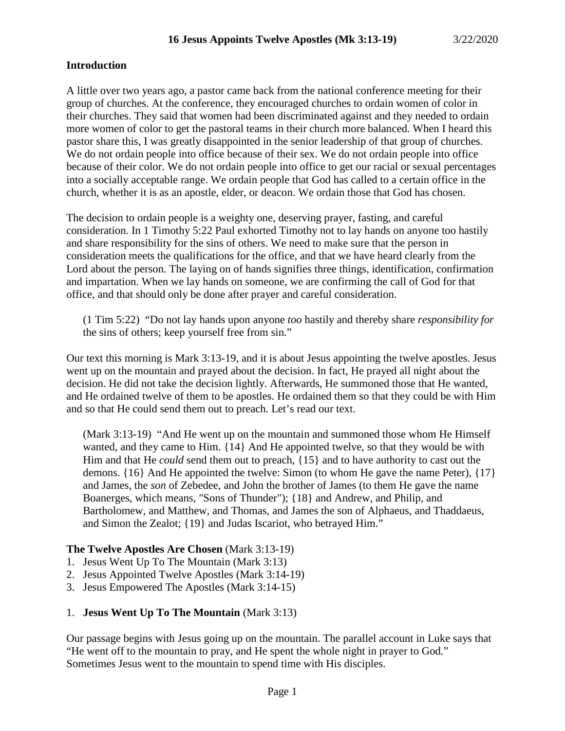# 16 Jesus Appoints Twelve Apostles (Mk 3:13-19)

3/22/2020

## Introduction

A little over two years ago, a pastor came back from the national conference meeting for their group of churches. At the conference, they encouraged churches to ordain women of color in their churches. They said that women had been discriminated against and they needed to ordain more women of color to get the pastoral teams in their church more balanced. When I heard this pastor share this, I was greatly disappointed in the senior leadership of that group of churches. We do not ordain people into office because of their sex. We do not ordain people into office because of their color. We do not ordain people into office to get our racial or sexual percentages into a socially acceptable range. We ordain people that God has called to a certain office in the church, whether it is as an apostle, elder, or deacon. We ordain those that God has chosen.

The decision to ordain people is a weighty one, deserving prayer, fasting, and careful consideration. In 1 Timothy 5:22 Paul exhorted Timothy not to lay hands on anyone too hastily and share responsibility for the sins of others. We need to make sure that the person in consideration meets the qualifications for the office, and that we have heard clearly from the Lord about the person. The laying on of hands signifies three things, identification, confirmation and impartation. When we lay hands on someone, we are confirming the call of God for that office, and that should only be done after prayer and careful consideration.

> (1 Tim 5:22) "Do not lay hands upon anyone *too* hastily and thereby share *responsibility for* the sins of others; keep yourself free from sin."

Our text this morning is Mark 3:13-19, and it is about Jesus appointing the twelve apostles. Jesus went up on the mountain and prayed about the decision. In fact, He prayed all night about the decision. He did not take the decision lightly. Afterwards, He summoned those that He wanted, and He ordained twelve of them to be apostles. He ordained them so that they could be with Him and so that He could send them out to preach. Let's read our text.

> (Mark 3:13-19) "And He went up on the mountain and summoned those whom He Himself wanted, and they came to Him. {14} And He appointed twelve, so that they would be with Him and that He *could* send them out to preach, {15} and to have authority to cast out the demons. {16} And He appointed the twelve: Simon (to whom He gave the name Peter), {17} and James, the *son* of Zebedee, and John the brother of James (to them He gave the name Boanerges, which means, "Sons of Thunder"); {18} and Andrew, and Philip, and Bartholomew, and Matthew, and Thomas, and James the son of Alphaeus, and Thaddaeus, and Simon the Zealot; {19} and Judas Iscariot, who betrayed Him."

**The Twelve Apostles Are Chosen** (Mark 3:13-19)

1. Jesus Went Up To The Mountain (Mark 3:13)
2. Jesus Appointed Twelve Apostles (Mark 3:14-19)
3. Jesus Empowered The Apostles (Mark 3:14-15)

1. **Jesus Went Up To The Mountain** (Mark 3:13)

Our passage begins with Jesus going up on the mountain. The parallel account in Luke says that "He went off to the mountain to pray, and He spent the whole night in prayer to God." Sometimes Jesus went to the mountain to spend time with His disciples.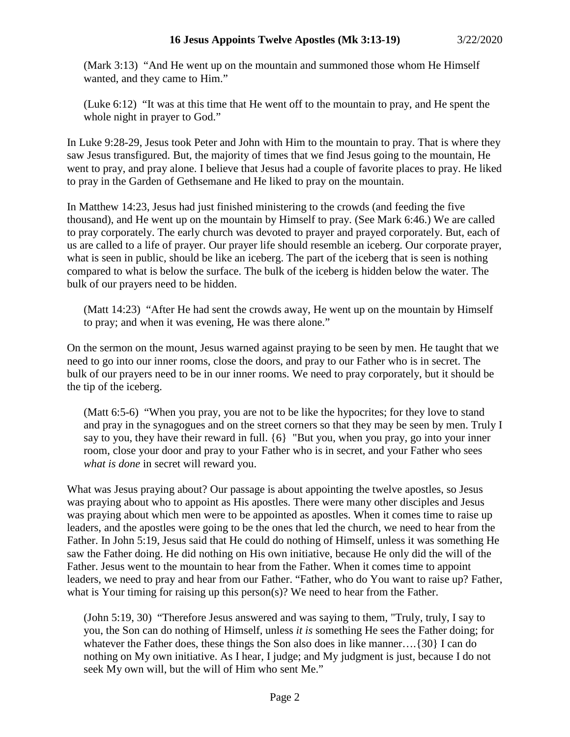(Mark 3:13) "And He went up on the mountain and summoned those whom He Himself wanted, and they came to Him."

(Luke 6:12) "It was at this time that He went off to the mountain to pray, and He spent the whole night in prayer to God."

In Luke 9:28-29, Jesus took Peter and John with Him to the mountain to pray. That is where they saw Jesus transfigured. But, the majority of times that we find Jesus going to the mountain, He went to pray, and pray alone. I believe that Jesus had a couple of favorite places to pray. He liked to pray in the Garden of Gethsemane and He liked to pray on the mountain.

In Matthew 14:23, Jesus had just finished ministering to the crowds (and feeding the five thousand), and He went up on the mountain by Himself to pray. (See Mark 6:46.) We are called to pray corporately. The early church was devoted to prayer and prayed corporately. But, each of us are called to a life of prayer. Our prayer life should resemble an iceberg. Our corporate prayer, what is seen in public, should be like an iceberg. The part of the iceberg that is seen is nothing compared to what is below the surface. The bulk of the iceberg is hidden below the water. The bulk of our prayers need to be hidden.

(Matt 14:23) "After He had sent the crowds away, He went up on the mountain by Himself to pray; and when it was evening, He was there alone."

On the sermon on the mount, Jesus warned against praying to be seen by men. He taught that we need to go into our inner rooms, close the doors, and pray to our Father who is in secret. The bulk of our prayers need to be in our inner rooms. We need to pray corporately, but it should be the tip of the iceberg.

(Matt 6:5-6) "When you pray, you are not to be like the hypocrites; for they love to stand and pray in the synagogues and on the street corners so that they may be seen by men. Truly I say to you, they have their reward in full. {6} "But you, when you pray, go into your inner room, close your door and pray to your Father who is in secret, and your Father who sees *what is done* in secret will reward you.

What was Jesus praying about? Our passage is about appointing the twelve apostles, so Jesus was praying about who to appoint as His apostles. There were many other disciples and Jesus was praying about which men were to be appointed as apostles. When it comes time to raise up leaders, and the apostles were going to be the ones that led the church, we need to hear from the Father. In John 5:19, Jesus said that He could do nothing of Himself, unless it was something He saw the Father doing. He did nothing on His own initiative, because He only did the will of the Father. Jesus went to the mountain to hear from the Father. When it comes time to appoint leaders, we need to pray and hear from our Father. "Father, who do You want to raise up? Father, what is Your timing for raising up this person(s)? We need to hear from the Father.

(John 5:19, 30) "Therefore Jesus answered and was saying to them, "Truly, truly, I say to you, the Son can do nothing of Himself, unless *it is* something He sees the Father doing; for whatever the Father does, these things the Son also does in like manner….{30} I can do nothing on My own initiative. As I hear, I judge; and My judgment is just, because I do not seek My own will, but the will of Him who sent Me."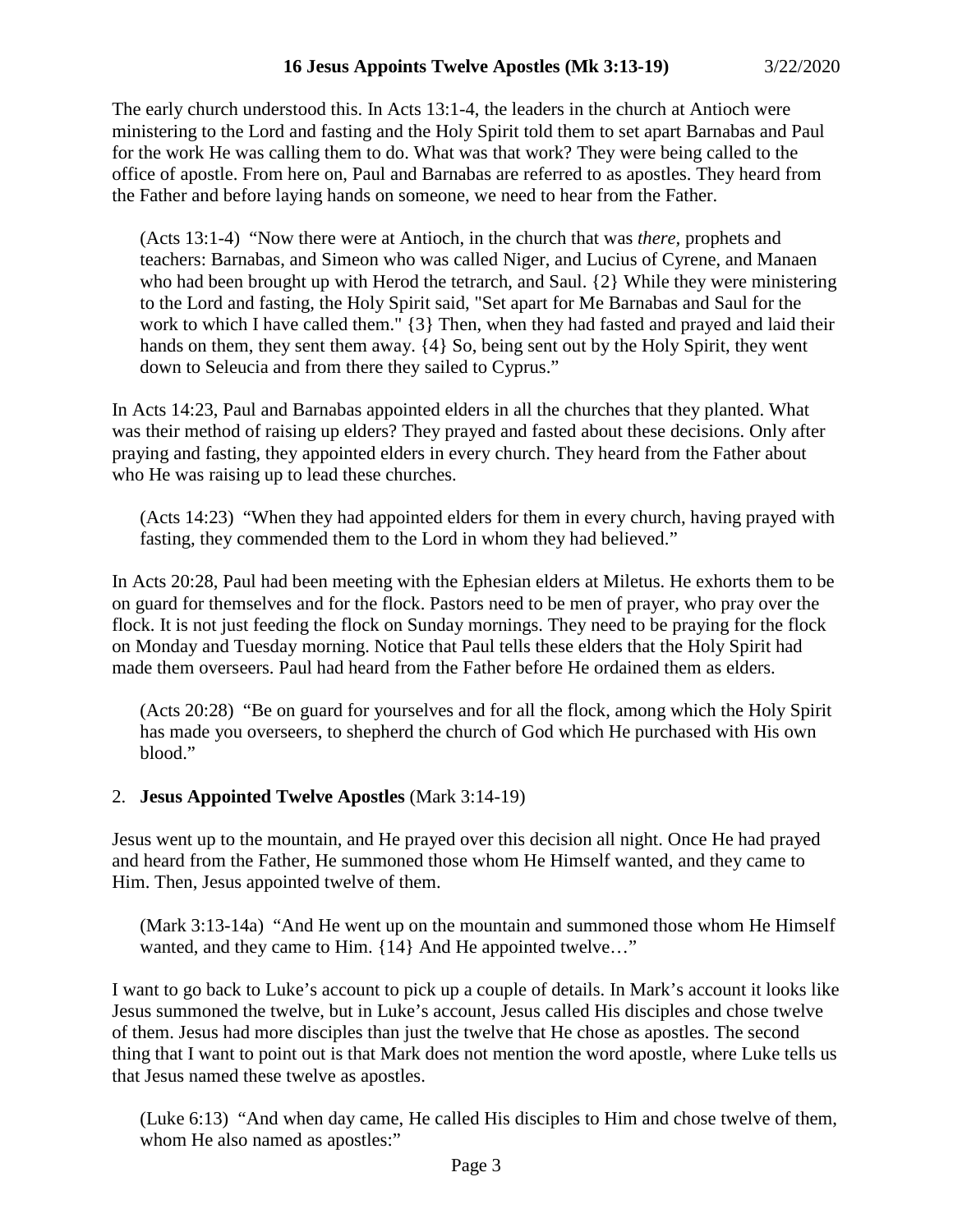The early church understood this. In Acts 13:1-4, the leaders in the church at Antioch were ministering to the Lord and fasting and the Holy Spirit told them to set apart Barnabas and Paul for the work He was calling them to do. What was that work? They were being called to the office of apostle. From here on, Paul and Barnabas are referred to as apostles. They heard from the Father and before laying hands on someone, we need to hear from the Father.

> (Acts 13:1-4) "Now there were at Antioch, in the church that was *there*, prophets and teachers: Barnabas, and Simeon who was called Niger, and Lucius of Cyrene, and Manaen who had been brought up with Herod the tetrarch, and Saul. {2} While they were ministering to the Lord and fasting, the Holy Spirit said, "Set apart for Me Barnabas and Saul for the work to which I have called them." {3} Then, when they had fasted and prayed and laid their hands on them, they sent them away. {4} So, being sent out by the Holy Spirit, they went down to Seleucia and from there they sailed to Cyprus."

In Acts 14:23, Paul and Barnabas appointed elders in all the churches that they planted. What was their method of raising up elders? They prayed and fasted about these decisions. Only after praying and fasting, they appointed elders in every church. They heard from the Father about who He was raising up to lead these churches.

> (Acts 14:23) "When they had appointed elders for them in every church, having prayed with fasting, they commended them to the Lord in whom they had believed."

In Acts 20:28, Paul had been meeting with the Ephesian elders at Miletus. He exhorts them to be on guard for themselves and for the flock. Pastors need to be men of prayer, who pray over the flock. It is not just feeding the flock on Sunday mornings. They need to be praying for the flock on Monday and Tuesday morning. Notice that Paul tells these elders that the Holy Spirit had made them overseers. Paul had heard from the Father before He ordained them as elders.

> (Acts 20:28) "Be on guard for yourselves and for all the flock, among which the Holy Spirit has made you overseers, to shepherd the church of God which He purchased with His own blood."

2. **Jesus Appointed Twelve Apostles** (Mark 3:14-19)

Jesus went up to the mountain, and He prayed over this decision all night. Once He had prayed and heard from the Father, He summoned those whom He Himself wanted, and they came to Him. Then, Jesus appointed twelve of them.

> (Mark 3:13-14a) "And He went up on the mountain and summoned those whom He Himself wanted, and they came to Him. {14} And He appointed twelve…"

I want to go back to Luke's account to pick up a couple of details. In Mark's account it looks like Jesus summoned the twelve, but in Luke's account, Jesus called His disciples and chose twelve of them. Jesus had more disciples than just the twelve that He chose as apostles. The second thing that I want to point out is that Mark does not mention the word apostle, where Luke tells us that Jesus named these twelve as apostles.

> (Luke 6:13) "And when day came, He called His disciples to Him and chose twelve of them, whom He also named as apostles:"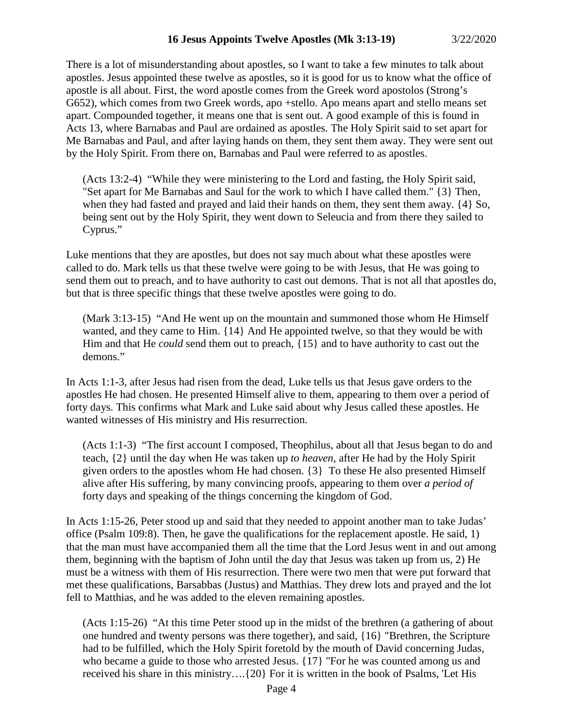There is a lot of misunderstanding about apostles, so I want to take a few minutes to talk about apostles. Jesus appointed these twelve as apostles, so it is good for us to know what the office of apostle is all about. First, the word apostle comes from the Greek word apostolos (Strong's G652), which comes from two Greek words, apo +stello. Apo means apart and stello means set apart. Compounded together, it means one that is sent out. A good example of this is found in Acts 13, where Barnabas and Paul are ordained as apostles. The Holy Spirit said to set apart for Me Barnabas and Paul, and after laying hands on them, they sent them away. They were sent out by the Holy Spirit. From there on, Barnabas and Paul were referred to as apostles.

> (Acts 13:2-4) "While they were ministering to the Lord and fasting, the Holy Spirit said, "Set apart for Me Barnabas and Saul for the work to which I have called them." {3} Then, when they had fasted and prayed and laid their hands on them, they sent them away. {4} So, being sent out by the Holy Spirit, they went down to Seleucia and from there they sailed to Cyprus."

Luke mentions that they are apostles, but does not say much about what these apostles were called to do. Mark tells us that these twelve were going to be with Jesus, that He was going to send them out to preach, and to have authority to cast out demons. That is not all that apostles do, but that is three specific things that these twelve apostles were going to do.

> (Mark 3:13-15) "And He went up on the mountain and summoned those whom He Himself wanted, and they came to Him. {14} And He appointed twelve, so that they would be with Him and that He *could* send them out to preach, {15} and to have authority to cast out the demons."

In Acts 1:1-3, after Jesus had risen from the dead, Luke tells us that Jesus gave orders to the apostles He had chosen. He presented Himself alive to them, appearing to them over a period of forty days. This confirms what Mark and Luke said about why Jesus called these apostles. He wanted witnesses of His ministry and His resurrection.

> (Acts 1:1-3) "The first account I composed, Theophilus, about all that Jesus began to do and teach, {2} until the day when He was taken up *to heaven*, after He had by the Holy Spirit given orders to the apostles whom He had chosen. {3} To these He also presented Himself alive after His suffering, by many convincing proofs, appearing to them over *a period of* forty days and speaking of the things concerning the kingdom of God.

In Acts 1:15-26, Peter stood up and said that they needed to appoint another man to take Judas' office (Psalm 109:8). Then, he gave the qualifications for the replacement apostle. He said, 1) that the man must have accompanied them all the time that the Lord Jesus went in and out among them, beginning with the baptism of John until the day that Jesus was taken up from us, 2) He must be a witness with them of His resurrection. There were two men that were put forward that met these qualifications, Barsabbas (Justus) and Matthias. They drew lots and prayed and the lot fell to Matthias, and he was added to the eleven remaining apostles.

> (Acts 1:15-26) "At this time Peter stood up in the midst of the brethren (a gathering of about one hundred and twenty persons was there together), and said, {16} "Brethren, the Scripture had to be fulfilled, which the Holy Spirit foretold by the mouth of David concerning Judas, who became a guide to those who arrested Jesus. {17} "For he was counted among us and received his share in this ministry….{20} For it is written in the book of Psalms, 'Let His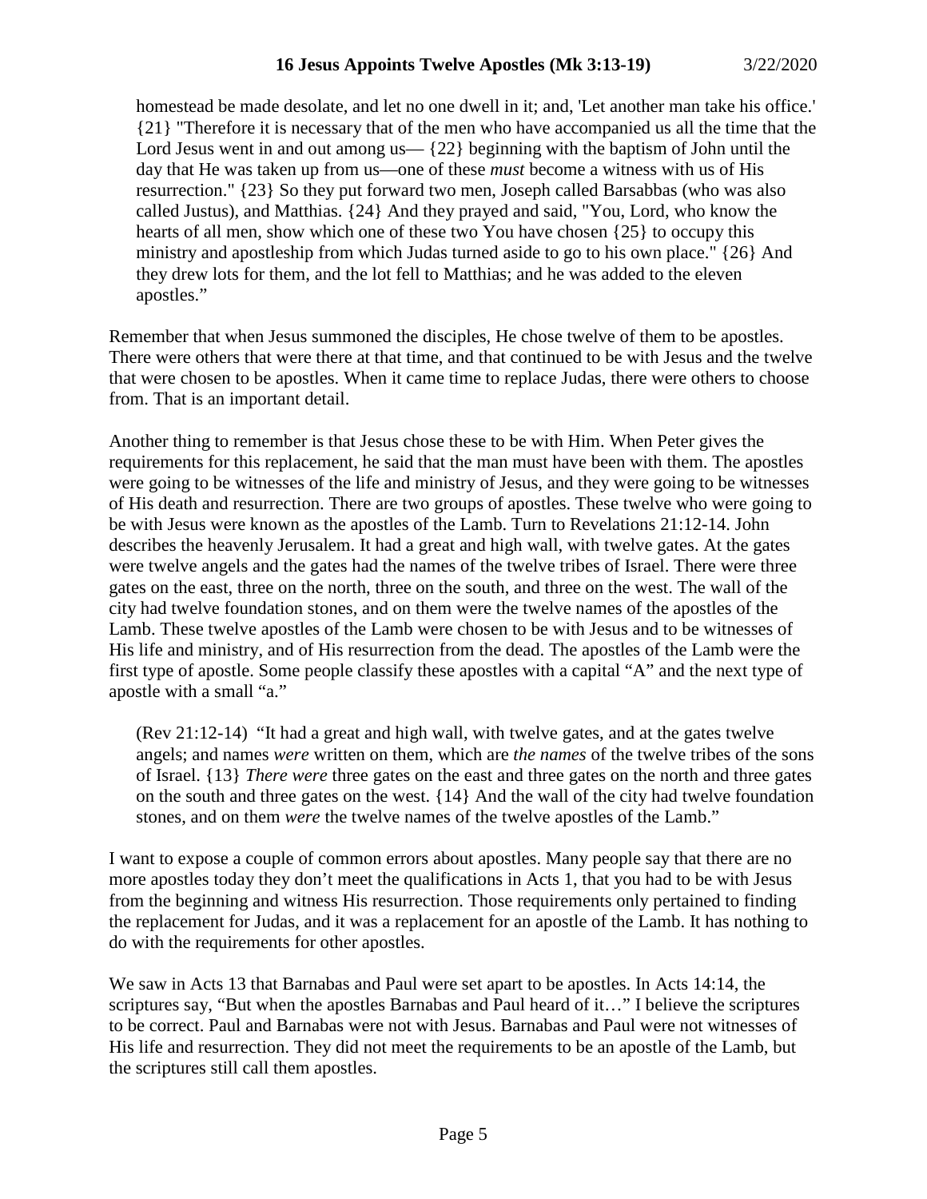homestead be made desolate, and let no one dwell in it; and, 'Let another man take his office.' {21} "Therefore it is necessary that of the men who have accompanied us all the time that the Lord Jesus went in and out among us— {22} beginning with the baptism of John until the day that He was taken up from us—one of these *must* become a witness with us of His resurrection." {23} So they put forward two men, Joseph called Barsabbas (who was also called Justus), and Matthias. {24} And they prayed and said, "You, Lord, who know the hearts of all men, show which one of these two You have chosen {25} to occupy this ministry and apostleship from which Judas turned aside to go to his own place." {26} And they drew lots for them, and the lot fell to Matthias; and he was added to the eleven apostles."

Remember that when Jesus summoned the disciples, He chose twelve of them to be apostles. There were others that were there at that time, and that continued to be with Jesus and the twelve that were chosen to be apostles. When it came time to replace Judas, there were others to choose from. That is an important detail.

Another thing to remember is that Jesus chose these to be with Him. When Peter gives the requirements for this replacement, he said that the man must have been with them. The apostles were going to be witnesses of the life and ministry of Jesus, and they were going to be witnesses of His death and resurrection. There are two groups of apostles. These twelve who were going to be with Jesus were known as the apostles of the Lamb. Turn to Revelations 21:12-14. John describes the heavenly Jerusalem. It had a great and high wall, with twelve gates. At the gates were twelve angels and the gates had the names of the twelve tribes of Israel. There were three gates on the east, three on the north, three on the south, and three on the west. The wall of the city had twelve foundation stones, and on them were the twelve names of the apostles of the Lamb. These twelve apostles of the Lamb were chosen to be with Jesus and to be witnesses of His life and ministry, and of His resurrection from the dead. The apostles of the Lamb were the first type of apostle. Some people classify these apostles with a capital "A" and the next type of apostle with a small "a."

(Rev 21:12-14) "It had a great and high wall, with twelve gates, and at the gates twelve angels; and names *were* written on them, which are *the names* of the twelve tribes of the sons of Israel. {13} *There were* three gates on the east and three gates on the north and three gates on the south and three gates on the west. {14} And the wall of the city had twelve foundation stones, and on them *were* the twelve names of the twelve apostles of the Lamb."

I want to expose a couple of common errors about apostles. Many people say that there are no more apostles today they don't meet the qualifications in Acts 1, that you had to be with Jesus from the beginning and witness His resurrection. Those requirements only pertained to finding the replacement for Judas, and it was a replacement for an apostle of the Lamb. It has nothing to do with the requirements for other apostles.

We saw in Acts 13 that Barnabas and Paul were set apart to be apostles. In Acts 14:14, the scriptures say, "But when the apostles Barnabas and Paul heard of it…" I believe the scriptures to be correct. Paul and Barnabas were not with Jesus. Barnabas and Paul were not witnesses of His life and resurrection. They did not meet the requirements to be an apostle of the Lamb, but the scriptures still call them apostles.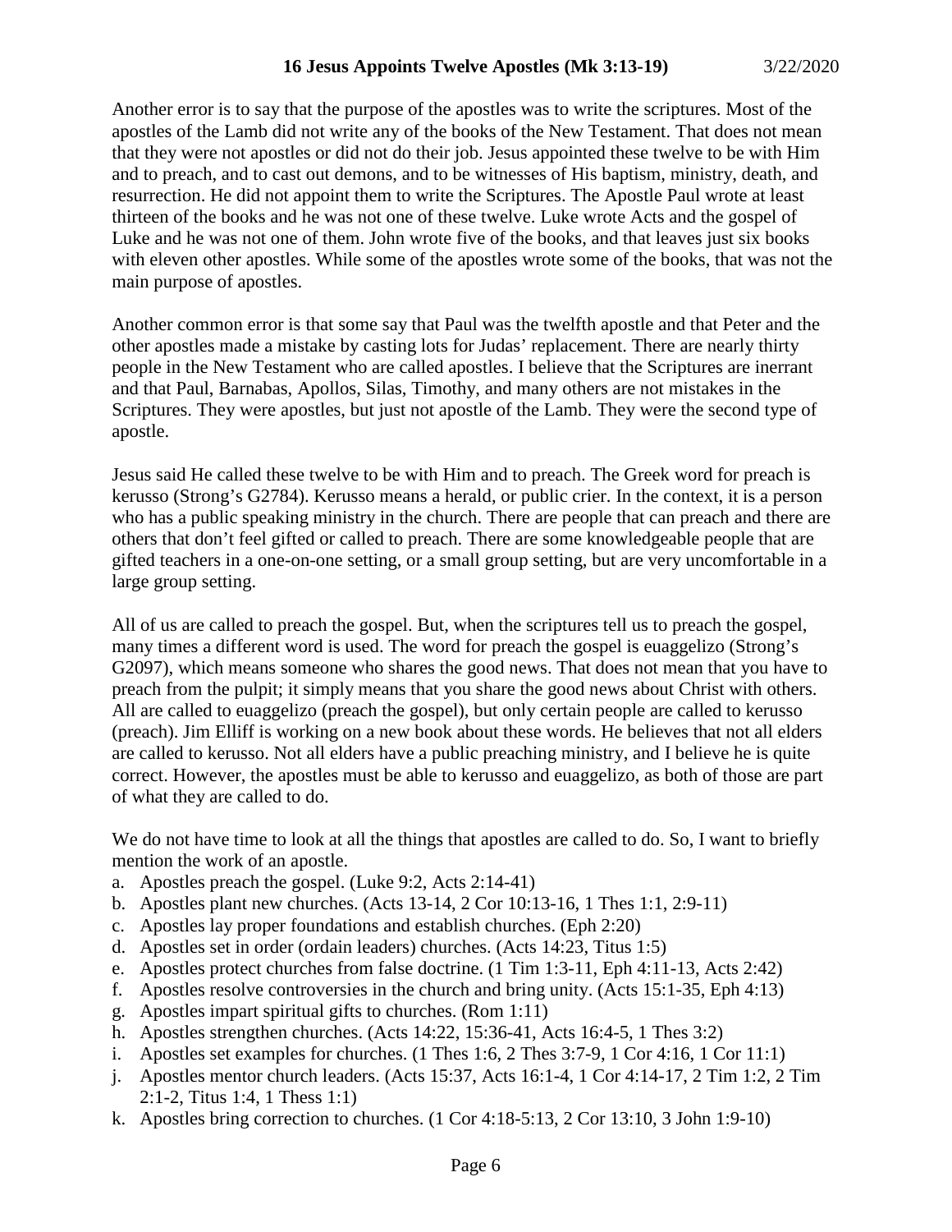Another error is to say that the purpose of the apostles was to write the scriptures. Most of the apostles of the Lamb did not write any of the books of the New Testament. That does not mean that they were not apostles or did not do their job. Jesus appointed these twelve to be with Him and to preach, and to cast out demons, and to be witnesses of His baptism, ministry, death, and resurrection. He did not appoint them to write the Scriptures. The Apostle Paul wrote at least thirteen of the books and he was not one of these twelve. Luke wrote Acts and the gospel of Luke and he was not one of them. John wrote five of the books, and that leaves just six books with eleven other apostles. While some of the apostles wrote some of the books, that was not the main purpose of apostles.

Another common error is that some say that Paul was the twelfth apostle and that Peter and the other apostles made a mistake by casting lots for Judas' replacement. There are nearly thirty people in the New Testament who are called apostles. I believe that the Scriptures are inerrant and that Paul, Barnabas, Apollos, Silas, Timothy, and many others are not mistakes in the Scriptures. They were apostles, but just not apostle of the Lamb. They were the second type of apostle.

Jesus said He called these twelve to be with Him and to preach. The Greek word for preach is kerusso (Strong's G2784). Kerusso means a herald, or public crier. In the context, it is a person who has a public speaking ministry in the church. There are people that can preach and there are others that don't feel gifted or called to preach. There are some knowledgeable people that are gifted teachers in a one-on-one setting, or a small group setting, but are very uncomfortable in a large group setting.

All of us are called to preach the gospel. But, when the scriptures tell us to preach the gospel, many times a different word is used. The word for preach the gospel is euaggelizo (Strong's G2097), which means someone who shares the good news. That does not mean that you have to preach from the pulpit; it simply means that you share the good news about Christ with others. All are called to euaggelizo (preach the gospel), but only certain people are called to kerusso (preach). Jim Elliff is working on a new book about these words. He believes that not all elders are called to kerusso. Not all elders have a public preaching ministry, and I believe he is quite correct. However, the apostles must be able to kerusso and euaggelizo, as both of those are part of what they are called to do.

We do not have time to look at all the things that apostles are called to do. So, I want to briefly mention the work of an apostle.

a. Apostles preach the gospel. (Luke 9:2, Acts 2:14-41)
b. Apostles plant new churches. (Acts 13-14, 2 Cor 10:13-16, 1 Thes 1:1, 2:9-11)
c. Apostles lay proper foundations and establish churches. (Eph 2:20)
d. Apostles set in order (ordain leaders) churches. (Acts 14:23, Titus 1:5)
e. Apostles protect churches from false doctrine. (1 Tim 1:3-11, Eph 4:11-13, Acts 2:42)
f. Apostles resolve controversies in the church and bring unity. (Acts 15:1-35, Eph 4:13)
g. Apostles impart spiritual gifts to churches. (Rom 1:11)
h. Apostles strengthen churches. (Acts 14:22, 15:36-41, Acts 16:4-5, 1 Thes 3:2)
i. Apostles set examples for churches. (1 Thes 1:6, 2 Thes 3:7-9, 1 Cor 4:16, 1 Cor 11:1)
j. Apostles mentor church leaders. (Acts 15:37, Acts 16:1-4, 1 Cor 4:14-17, 2 Tim 1:2, 2 Tim 2:1-2, Titus 1:4, 1 Thess 1:1)
k. Apostles bring correction to churches. (1 Cor 4:18-5:13, 2 Cor 13:10, 3 John 1:9-10)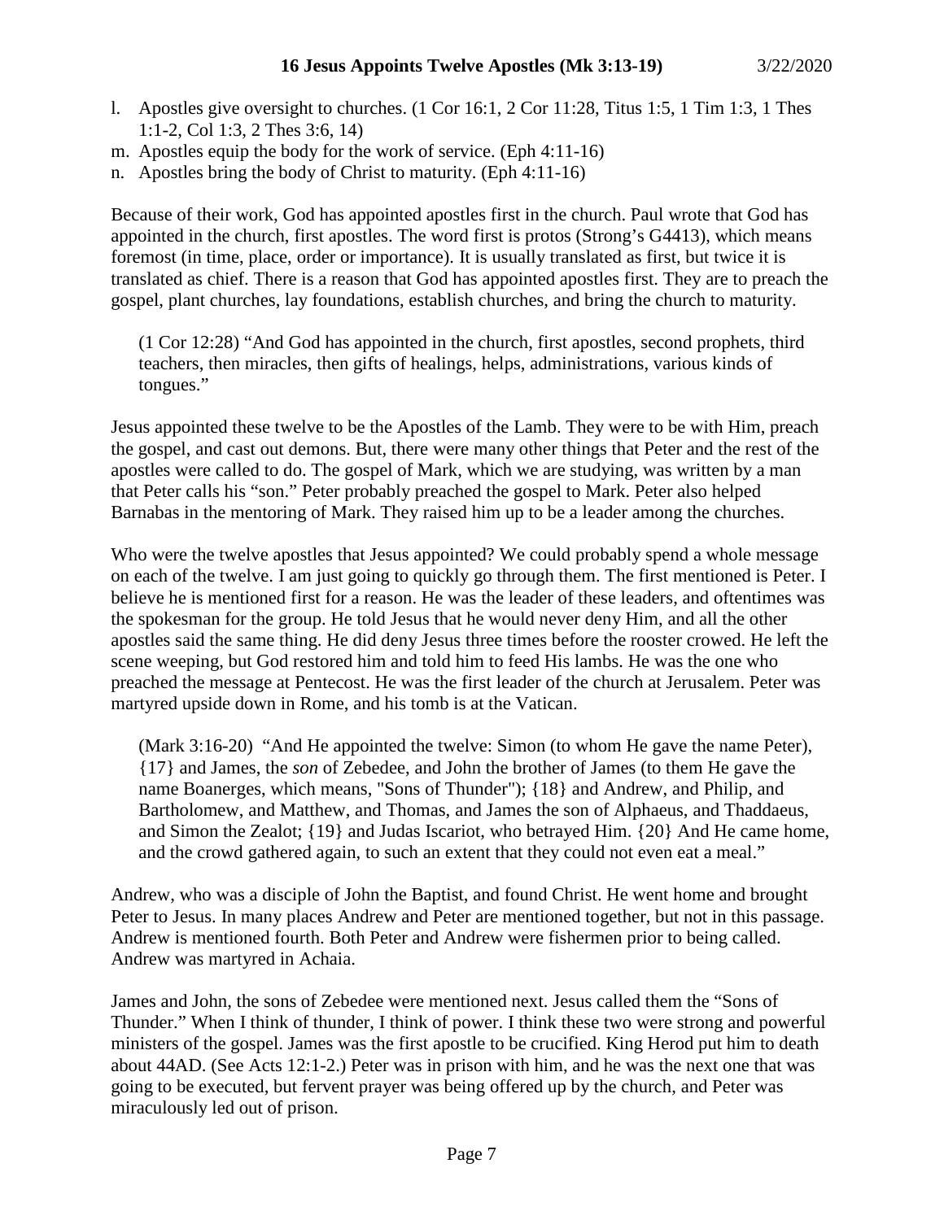l. Apostles give oversight to churches. (1 Cor 16:1, 2 Cor 11:28, Titus 1:5, 1 Tim 1:3, 1 Thes 1:1-2, Col 1:3, 2 Thes 3:6, 14)
m. Apostles equip the body for the work of service. (Eph 4:11-16)
n. Apostles bring the body of Christ to maturity. (Eph 4:11-16)

Because of their work, God has appointed apostles first in the church. Paul wrote that God has appointed in the church, first apostles. The word first is protos (Strong's G4413), which means foremost (in time, place, order or importance). It is usually translated as first, but twice it is translated as chief. There is a reason that God has appointed apostles first. They are to preach the gospel, plant churches, lay foundations, establish churches, and bring the church to maturity.

> (1 Cor 12:28) "And God has appointed in the church, first apostles, second prophets, third teachers, then miracles, then gifts of healings, helps, administrations, various kinds of tongues."

Jesus appointed these twelve to be the Apostles of the Lamb. They were to be with Him, preach the gospel, and cast out demons. But, there were many other things that Peter and the rest of the apostles were called to do. The gospel of Mark, which we are studying, was written by a man that Peter calls his "son." Peter probably preached the gospel to Mark. Peter also helped Barnabas in the mentoring of Mark. They raised him up to be a leader among the churches.

Who were the twelve apostles that Jesus appointed? We could probably spend a whole message on each of the twelve. I am just going to quickly go through them. The first mentioned is Peter. I believe he is mentioned first for a reason. He was the leader of these leaders, and oftentimes was the spokesman for the group. He told Jesus that he would never deny Him, and all the other apostles said the same thing. He did deny Jesus three times before the rooster crowed. He left the scene weeping, but God restored him and told him to feed His lambs. He was the one who preached the message at Pentecost. He was the first leader of the church at Jerusalem. Peter was martyred upside down in Rome, and his tomb is at the Vatican.

> (Mark 3:16-20) "And He appointed the twelve: Simon (to whom He gave the name Peter), {17} and James, the *son* of Zebedee, and John the brother of James (to them He gave the name Boanerges, which means, "Sons of Thunder"); {18} and Andrew, and Philip, and Bartholomew, and Matthew, and Thomas, and James the son of Alphaeus, and Thaddaeus, and Simon the Zealot; {19} and Judas Iscariot, who betrayed Him. {20} And He came home, and the crowd gathered again, to such an extent that they could not even eat a meal."

Andrew, who was a disciple of John the Baptist, and found Christ. He went home and brought Peter to Jesus. In many places Andrew and Peter are mentioned together, but not in this passage. Andrew is mentioned fourth. Both Peter and Andrew were fishermen prior to being called. Andrew was martyred in Achaia.

James and John, the sons of Zebedee were mentioned next. Jesus called them the "Sons of Thunder." When I think of thunder, I think of power. I think these two were strong and powerful ministers of the gospel. James was the first apostle to be crucified. King Herod put him to death about 44AD. (See Acts 12:1-2.) Peter was in prison with him, and he was the next one that was going to be executed, but fervent prayer was being offered up by the church, and Peter was miraculously led out of prison.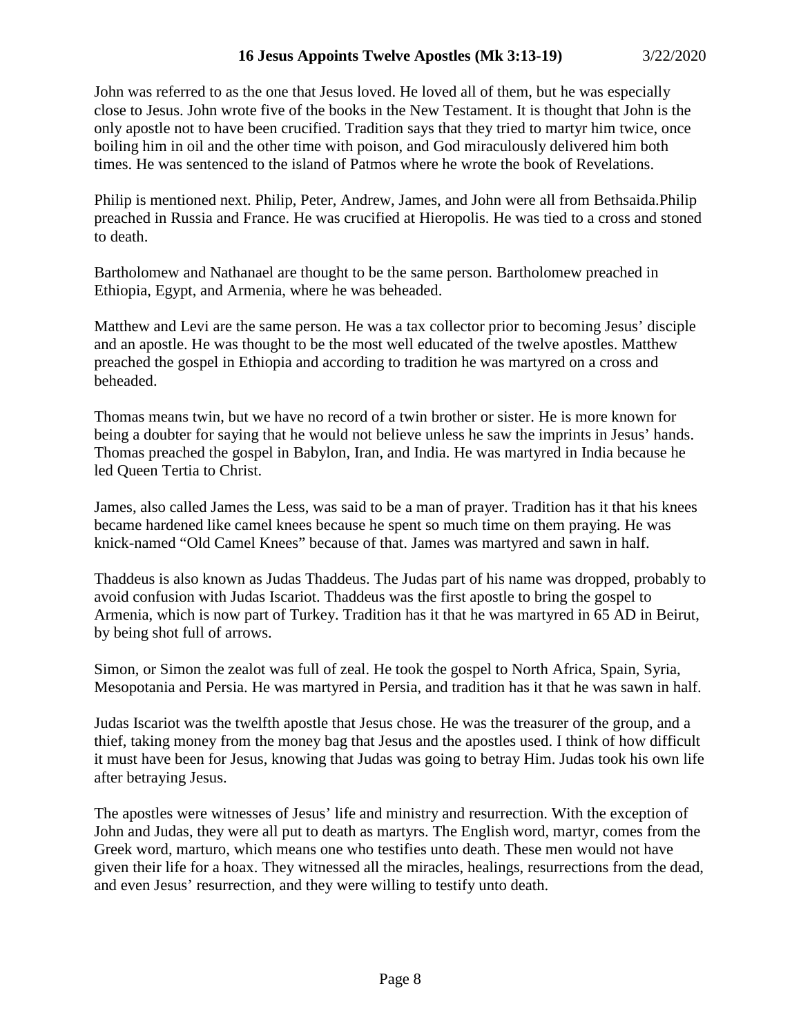John was referred to as the one that Jesus loved. He loved all of them, but he was especially close to Jesus. John wrote five of the books in the New Testament. It is thought that John is the only apostle not to have been crucified. Tradition says that they tried to martyr him twice, once boiling him in oil and the other time with poison, and God miraculously delivered him both times. He was sentenced to the island of Patmos where he wrote the book of Revelations.

Philip is mentioned next. Philip, Peter, Andrew, James, and John were all from Bethsaida.Philip preached in Russia and France. He was crucified at Hieropolis. He was tied to a cross and stoned to death.

Bartholomew and Nathanael are thought to be the same person. Bartholomew preached in Ethiopia, Egypt, and Armenia, where he was beheaded.

Matthew and Levi are the same person. He was a tax collector prior to becoming Jesus' disciple and an apostle. He was thought to be the most well educated of the twelve apostles. Matthew preached the gospel in Ethiopia and according to tradition he was martyred on a cross and beheaded.

Thomas means twin, but we have no record of a twin brother or sister. He is more known for being a doubter for saying that he would not believe unless he saw the imprints in Jesus' hands. Thomas preached the gospel in Babylon, Iran, and India. He was martyred in India because he led Queen Tertia to Christ.

James, also called James the Less, was said to be a man of prayer. Tradition has it that his knees became hardened like camel knees because he spent so much time on them praying. He was knick-named "Old Camel Knees" because of that. James was martyred and sawn in half.

Thaddeus is also known as Judas Thaddeus. The Judas part of his name was dropped, probably to avoid confusion with Judas Iscariot. Thaddeus was the first apostle to bring the gospel to Armenia, which is now part of Turkey. Tradition has it that he was martyred in 65 AD in Beirut, by being shot full of arrows.

Simon, or Simon the zealot was full of zeal. He took the gospel to North Africa, Spain, Syria, Mesopotania and Persia. He was martyred in Persia, and tradition has it that he was sawn in half.

Judas Iscariot was the twelfth apostle that Jesus chose. He was the treasurer of the group, and a thief, taking money from the money bag that Jesus and the apostles used. I think of how difficult it must have been for Jesus, knowing that Judas was going to betray Him. Judas took his own life after betraying Jesus.

The apostles were witnesses of Jesus' life and ministry and resurrection. With the exception of John and Judas, they were all put to death as martyrs. The English word, martyr, comes from the Greek word, marturo, which means one who testifies unto death. These men would not have given their life for a hoax. They witnessed all the miracles, healings, resurrections from the dead, and even Jesus' resurrection, and they were willing to testify unto death.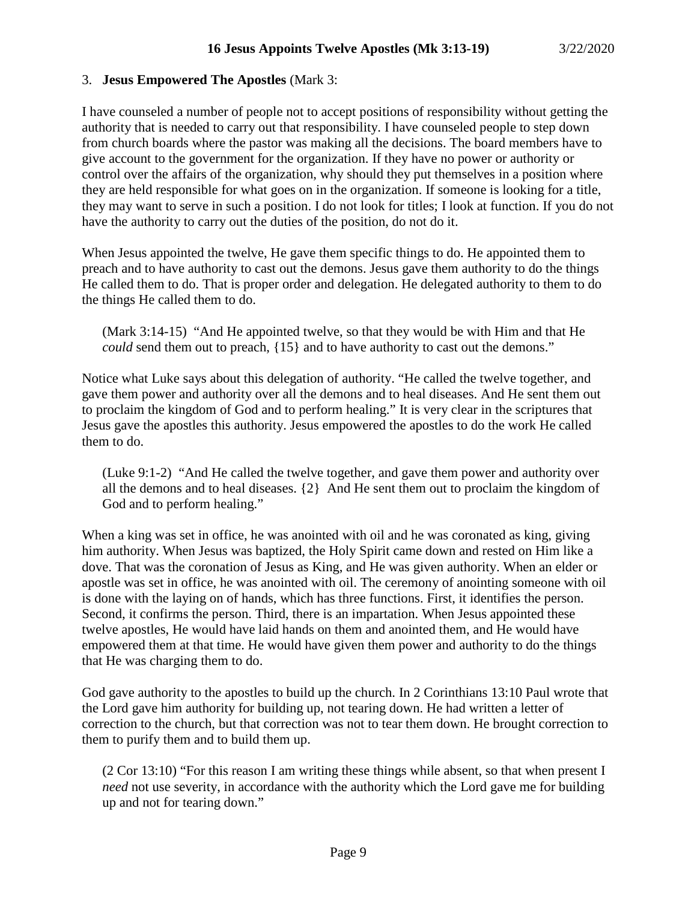3. **Jesus Empowered The Apostles** (Mark 3:

I have counseled a number of people not to accept positions of responsibility without getting the authority that is needed to carry out that responsibility. I have counseled people to step down from church boards where the pastor was making all the decisions. The board members have to give account to the government for the organization. If they have no power or authority or control over the affairs of the organization, why should they put themselves in a position where they are held responsible for what goes on in the organization. If someone is looking for a title, they may want to serve in such a position. I do not look for titles; I look at function. If you do not have the authority to carry out the duties of the position, do not do it.

When Jesus appointed the twelve, He gave them specific things to do. He appointed them to preach and to have authority to cast out the demons. Jesus gave them authority to do the things He called them to do. That is proper order and delegation. He delegated authority to them to do the things He called them to do.

> (Mark 3:14-15) "And He appointed twelve, so that they would be with Him and that He *could* send them out to preach, {15} and to have authority to cast out the demons."

Notice what Luke says about this delegation of authority. "He called the twelve together, and gave them power and authority over all the demons and to heal diseases. And He sent them out to proclaim the kingdom of God and to perform healing." It is very clear in the scriptures that Jesus gave the apostles this authority. Jesus empowered the apostles to do the work He called them to do.

> (Luke 9:1-2) "And He called the twelve together, and gave them power and authority over all the demons and to heal diseases. {2} And He sent them out to proclaim the kingdom of God and to perform healing."

When a king was set in office, he was anointed with oil and he was coronated as king, giving him authority. When Jesus was baptized, the Holy Spirit came down and rested on Him like a dove. That was the coronation of Jesus as King, and He was given authority. When an elder or apostle was set in office, he was anointed with oil. The ceremony of anointing someone with oil is done with the laying on of hands, which has three functions. First, it identifies the person. Second, it confirms the person. Third, there is an impartation. When Jesus appointed these twelve apostles, He would have laid hands on them and anointed them, and He would have empowered them at that time. He would have given them power and authority to do the things that He was charging them to do.

God gave authority to the apostles to build up the church. In 2 Corinthians 13:10 Paul wrote that the Lord gave him authority for building up, not tearing down. He had written a letter of correction to the church, but that correction was not to tear them down. He brought correction to them to purify them and to build them up.

> (2 Cor 13:10) "For this reason I am writing these things while absent, so that when present I *need* not use severity, in accordance with the authority which the Lord gave me for building up and not for tearing down."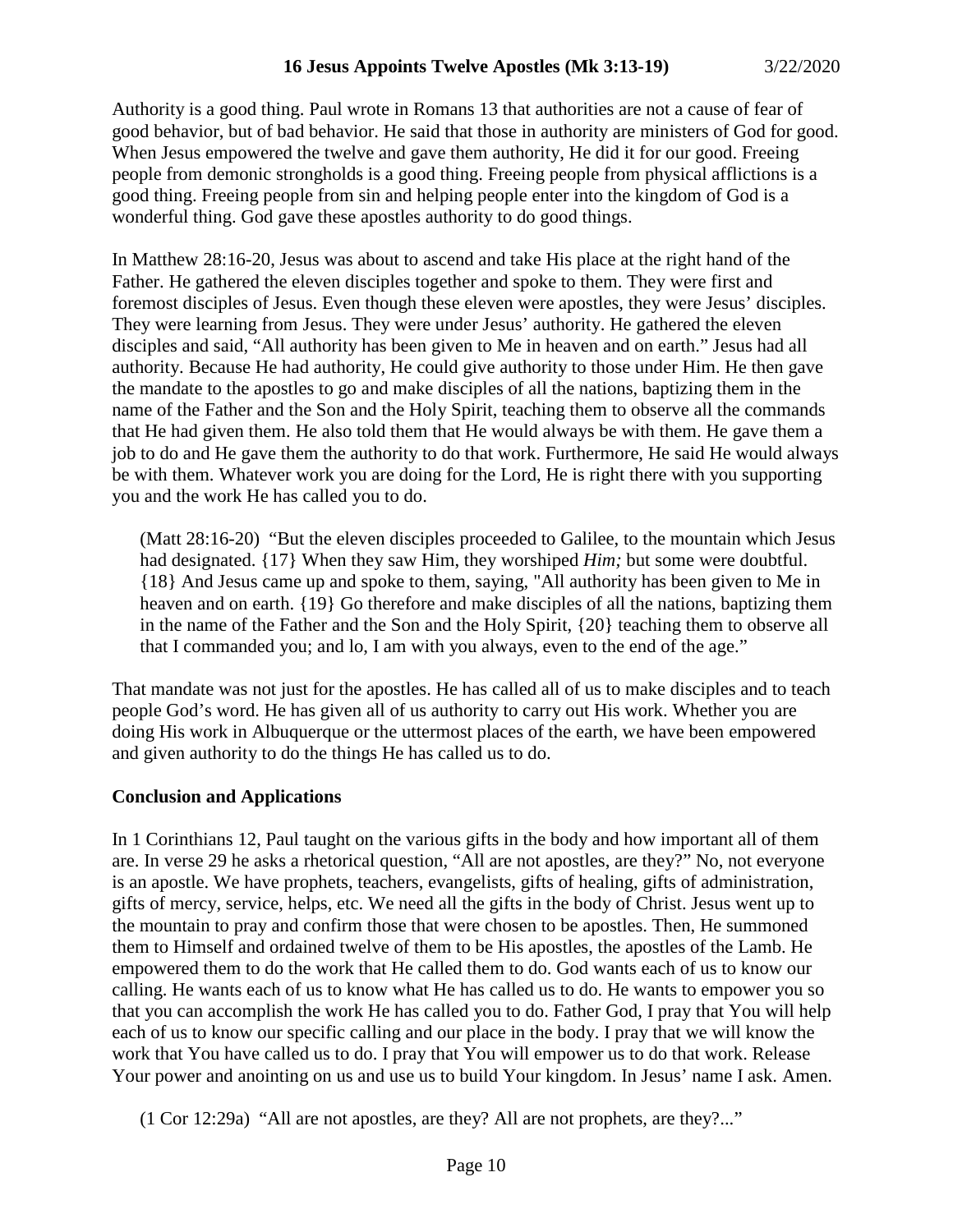Authority is a good thing. Paul wrote in Romans 13 that authorities are not a cause of fear of good behavior, but of bad behavior. He said that those in authority are ministers of God for good. When Jesus empowered the twelve and gave them authority, He did it for our good. Freeing people from demonic strongholds is a good thing. Freeing people from physical afflictions is a good thing. Freeing people from sin and helping people enter into the kingdom of God is a wonderful thing. God gave these apostles authority to do good things.

In Matthew 28:16-20, Jesus was about to ascend and take His place at the right hand of the Father. He gathered the eleven disciples together and spoke to them. They were first and foremost disciples of Jesus. Even though these eleven were apostles, they were Jesus' disciples. They were learning from Jesus. They were under Jesus' authority. He gathered the eleven disciples and said, "All authority has been given to Me in heaven and on earth." Jesus had all authority. Because He had authority, He could give authority to those under Him. He then gave the mandate to the apostles to go and make disciples of all the nations, baptizing them in the name of the Father and the Son and the Holy Spirit, teaching them to observe all the commands that He had given them. He also told them that He would always be with them. He gave them a job to do and He gave them the authority to do that work. Furthermore, He said He would always be with them. Whatever work you are doing for the Lord, He is right there with you supporting you and the work He has called you to do.

> (Matt 28:16-20) "But the eleven disciples proceeded to Galilee, to the mountain which Jesus had designated. {17} When they saw Him, they worshiped *Him;* but some were doubtful. {18} And Jesus came up and spoke to them, saying, "All authority has been given to Me in heaven and on earth. {19} Go therefore and make disciples of all the nations, baptizing them in the name of the Father and the Son and the Holy Spirit, {20} teaching them to observe all that I commanded you; and lo, I am with you always, even to the end of the age."

That mandate was not just for the apostles. He has called all of us to make disciples and to teach people God's word. He has given all of us authority to carry out His work. Whether you are doing His work in Albuquerque or the uttermost places of the earth, we have been empowered and given authority to do the things He has called us to do.

**Conclusion and Applications**

In 1 Corinthians 12, Paul taught on the various gifts in the body and how important all of them are. In verse 29 he asks a rhetorical question, "All are not apostles, are they?" No, not everyone is an apostle. We have prophets, teachers, evangelists, gifts of healing, gifts of administration, gifts of mercy, service, helps, etc. We need all the gifts in the body of Christ. Jesus went up to the mountain to pray and confirm those that were chosen to be apostles. Then, He summoned them to Himself and ordained twelve of them to be His apostles, the apostles of the Lamb. He empowered them to do the work that He called them to do. God wants each of us to know our calling. He wants each of us to know what He has called us to do. He wants to empower you so that you can accomplish the work He has called you to do. Father God, I pray that You will help each of us to know our specific calling and our place in the body. I pray that we will know the work that You have called us to do. I pray that You will empower us to do that work. Release Your power and anointing on us and use us to build Your kingdom. In Jesus' name I ask. Amen.

> (1 Cor 12:29a) "All are not apostles, are they? All are not prophets, are they?..."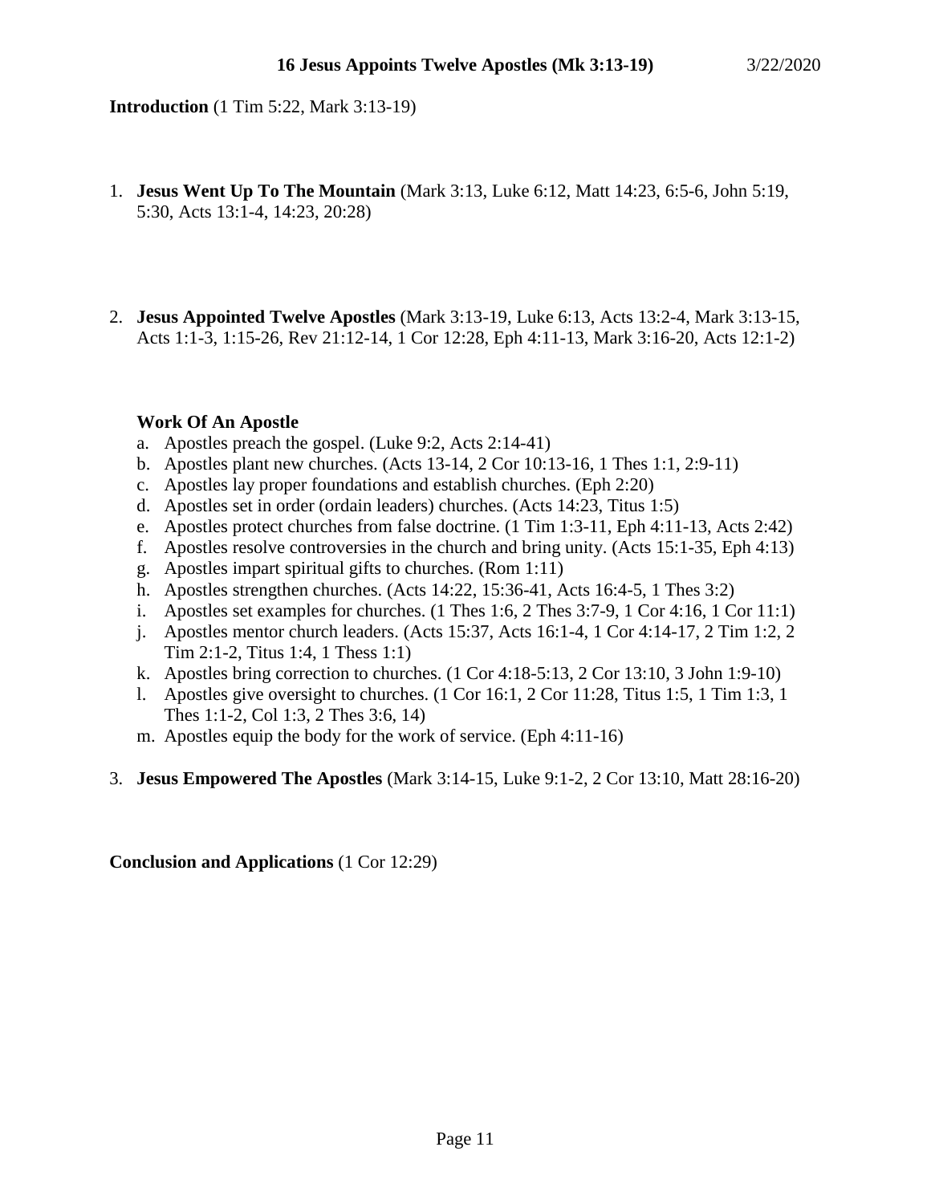**16 Jesus Appoints Twelve Apostles (Mk 3:13-19)** 3/22/2020

**Introduction** (1 Tim 5:22, Mark 3:13-19)

1. **Jesus Went Up To The Mountain** (Mark 3:13, Luke 6:12, Matt 14:23, 6:5-6, John 5:19, 5:30, Acts 13:1-4, 14:23, 20:28)

2. **Jesus Appointed Twelve Apostles** (Mark 3:13-19, Luke 6:13, Acts 13:2-4, Mark 3:13-15, Acts 1:1-3, 1:15-26, Rev 21:12-14, 1 Cor 12:28, Eph 4:11-13, Mark 3:16-20, Acts 12:1-2)

   **Work Of An Apostle**

   a. Apostles preach the gospel. (Luke 9:2, Acts 2:14-41)
   b. Apostles plant new churches. (Acts 13-14, 2 Cor 10:13-16, 1 Thes 1:1, 2:9-11)
   c. Apostles lay proper foundations and establish churches. (Eph 2:20)
   d. Apostles set in order (ordain leaders) churches. (Acts 14:23, Titus 1:5)
   e. Apostles protect churches from false doctrine. (1 Tim 1:3-11, Eph 4:11-13, Acts 2:42)
   f. Apostles resolve controversies in the church and bring unity. (Acts 15:1-35, Eph 4:13)
   g. Apostles impart spiritual gifts to churches. (Rom 1:11)
   h. Apostles strengthen churches. (Acts 14:22, 15:36-41, Acts 16:4-5, 1 Thes 3:2)
   i. Apostles set examples for churches. (1 Thes 1:6, 2 Thes 3:7-9, 1 Cor 4:16, 1 Cor 11:1)
   j. Apostles mentor church leaders. (Acts 15:37, Acts 16:1-4, 1 Cor 4:14-17, 2 Tim 1:2, 2 Tim 2:1-2, Titus 1:4, 1 Thess 1:1)
   k. Apostles bring correction to churches. (1 Cor 4:18-5:13, 2 Cor 13:10, 3 John 1:9-10)
   l. Apostles give oversight to churches. (1 Cor 16:1, 2 Cor 11:28, Titus 1:5, 1 Tim 1:3, 1 Thes 1:1-2, Col 1:3, 2 Thes 3:6, 14)
   m. Apostles equip the body for the work of service. (Eph 4:11-16)

3. **Jesus Empowered The Apostles** (Mark 3:14-15, Luke 9:1-2, 2 Cor 13:10, Matt 28:16-20)

**Conclusion and Applications** (1 Cor 12:29)